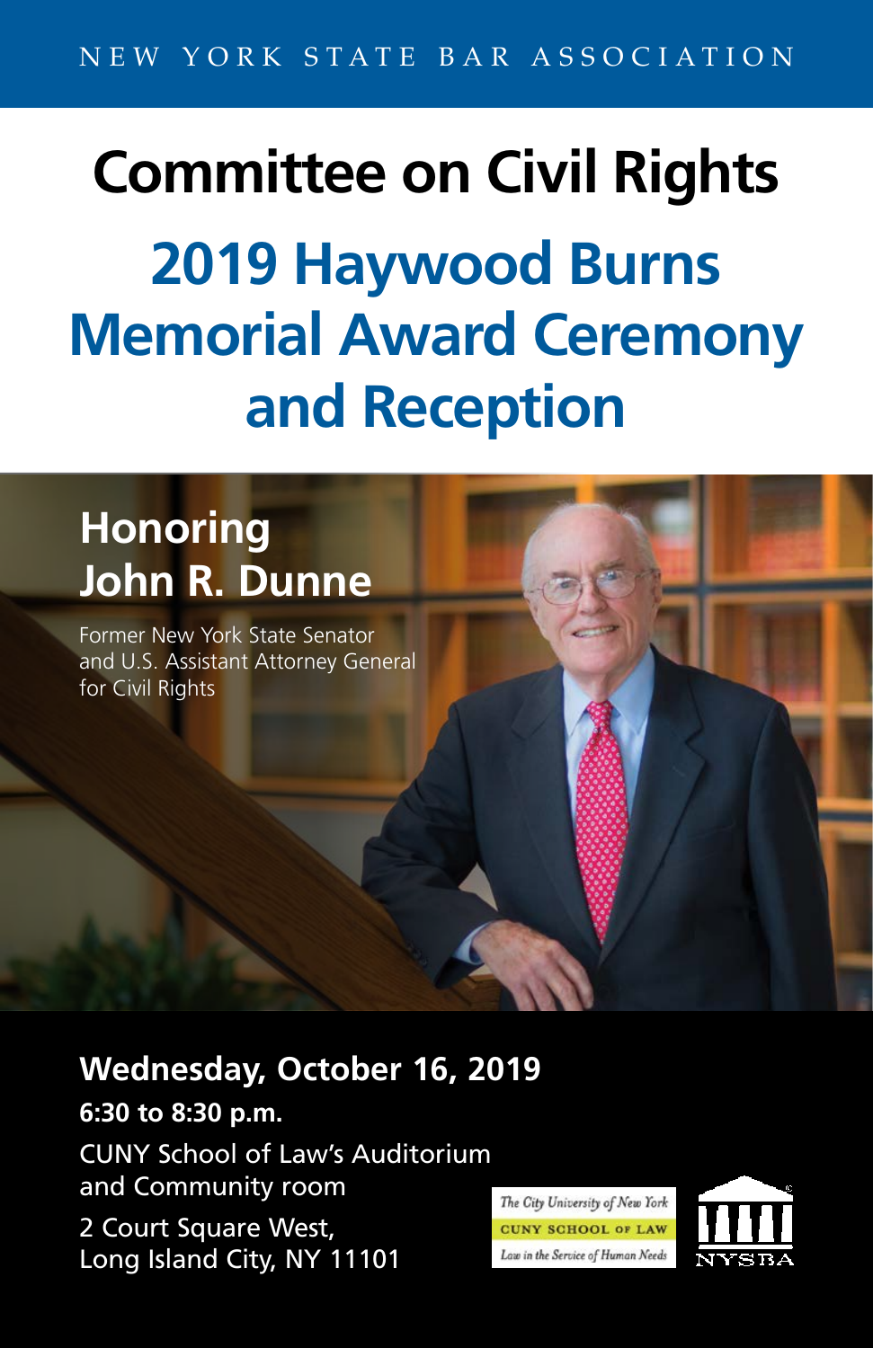NEW YORK STATE BAR ASSOCIATION

# Committee on Civil Rights

# 2019 Haywood Burns Memorial Award Ceremony and Reception

## Honoring John R. Dunne

Former New York State Senator and U.S. Assistant Attorney General for Civil Rights

**Wednesday, October 16, 2019**

**6:30 to 8:30 p.m.**

CUNY School of Law's Auditorium and Community room

2 Court Square West,
Long Island City, NY 11101

The City University of New York
CUNY SCHOOL OF LAW
Law in the Service of Human Needs

NYSBA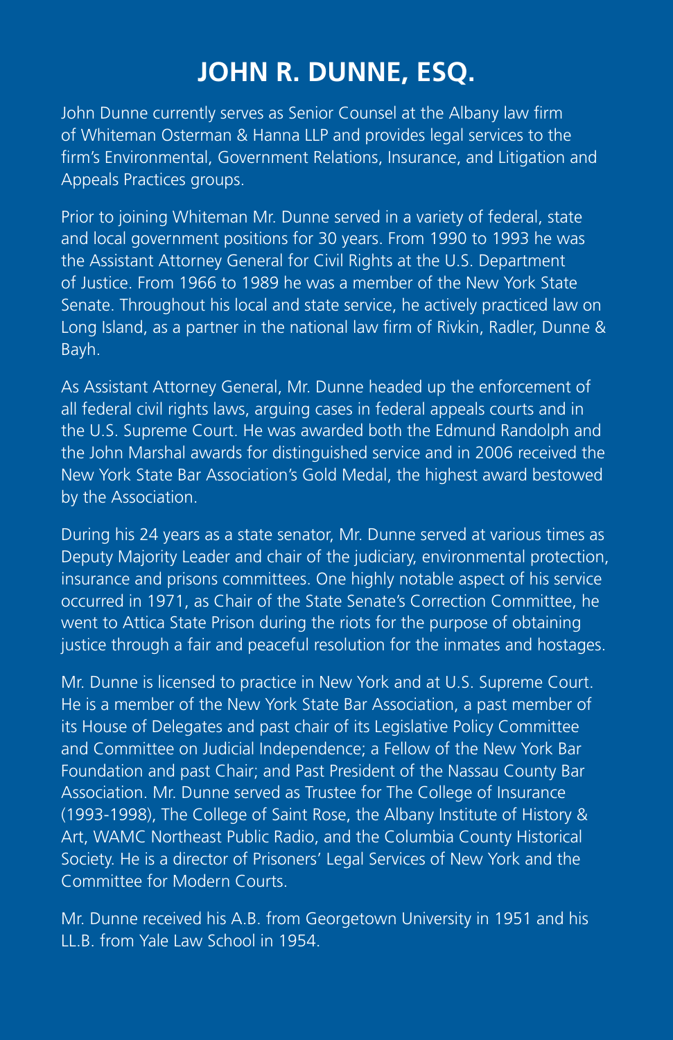# JOHN R. DUNNE, ESQ.

John Dunne currently serves as Senior Counsel at the Albany law firm of Whiteman Osterman & Hanna LLP and provides legal services to the firm's Environmental, Government Relations, Insurance, and Litigation and Appeals Practices groups.

Prior to joining Whiteman Mr. Dunne served in a variety of federal, state and local government positions for 30 years. From 1990 to 1993 he was the Assistant Attorney General for Civil Rights at the U.S. Department of Justice. From 1966 to 1989 he was a member of the New York State Senate. Throughout his local and state service, he actively practiced law on Long Island, as a partner in the national law firm of Rivkin, Radler, Dunne & Bayh.

As Assistant Attorney General, Mr. Dunne headed up the enforcement of all federal civil rights laws, arguing cases in federal appeals courts and in the U.S. Supreme Court. He was awarded both the Edmund Randolph and the John Marshal awards for distinguished service and in 2006 received the New York State Bar Association's Gold Medal, the highest award bestowed by the Association.

During his 24 years as a state senator, Mr. Dunne served at various times as Deputy Majority Leader and chair of the judiciary, environmental protection, insurance and prisons committees. One highly notable aspect of his service occurred in 1971, as Chair of the State Senate's Correction Committee, he went to Attica State Prison during the riots for the purpose of obtaining justice through a fair and peaceful resolution for the inmates and hostages.

Mr. Dunne is licensed to practice in New York and at U.S. Supreme Court. He is a member of the New York State Bar Association, a past member of its House of Delegates and past chair of its Legislative Policy Committee and Committee on Judicial Independence; a Fellow of the New York Bar Foundation and past Chair; and Past President of the Nassau County Bar Association. Mr. Dunne served as Trustee for The College of Insurance (1993-1998), The College of Saint Rose, the Albany Institute of History & Art, WAMC Northeast Public Radio, and the Columbia County Historical Society. He is a director of Prisoners' Legal Services of New York and the Committee for Modern Courts.

Mr. Dunne received his A.B. from Georgetown University in 1951 and his LL.B. from Yale Law School in 1954.